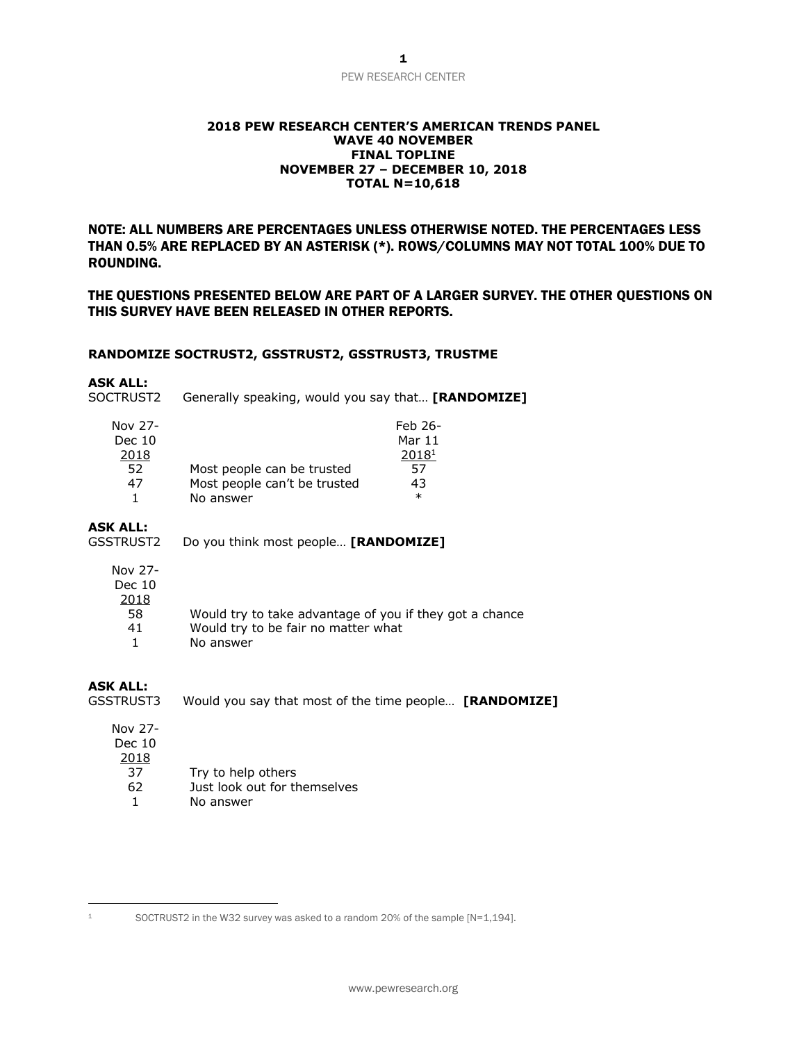**2018 PEW RESEARCH CENTER'S AMERICAN TRENDS PANEL**
**WAVE 40 NOVEMBER**
**FINAL TOPLINE**
**NOVEMBER 27 – DECEMBER 10, 2018**
**TOTAL N=10,618**

**NOTE: ALL NUMBERS ARE PERCENTAGES UNLESS OTHERWISE NOTED. THE PERCENTAGES LESS THAN 0.5% ARE REPLACED BY AN ASTERISK (*). ROWS/COLUMNS MAY NOT TOTAL 100% DUE TO ROUNDING.**

**THE QUESTIONS PRESENTED BELOW ARE PART OF A LARGER SURVEY. THE OTHER QUESTIONS ON THIS SURVEY HAVE BEEN RELEASED IN OTHER REPORTS.**

**RANDOMIZE SOCTRUST2, GSSTRUST2, GSSTRUST3, TRUSTME**

**ASK ALL:**
SOCTRUST2 Generally speaking, would you say that… **[RANDOMIZE]**

| Nov 27-Dec 10 2018 | | Feb 26-Mar 11 2018[1] |
|---|---|---|
| 52 | Most people can be trusted | 57 |
| 47 | Most people can't be trusted | 43 |
| 1 | No answer | * |

**ASK ALL:**
GSSTRUST2 Do you think most people… **[RANDOMIZE]**

| Nov 27-Dec 10 2018 | |
|---|---|
| 58 | Would try to take advantage of you if they got a chance |
| 41 | Would try to be fair no matter what |
| 1 | No answer |

**ASK ALL:**
GSSTRUST3 Would you say that most of the time people… **[RANDOMIZE]**

| Nov 27-Dec 10 2018 | |
|---|---|
| 37 | Try to help others |
| 62 | Just look out for themselves |
| 1 | No answer |

[1] SOCTRUST2 in the W32 survey was asked to a random 20% of the sample [N=1,194].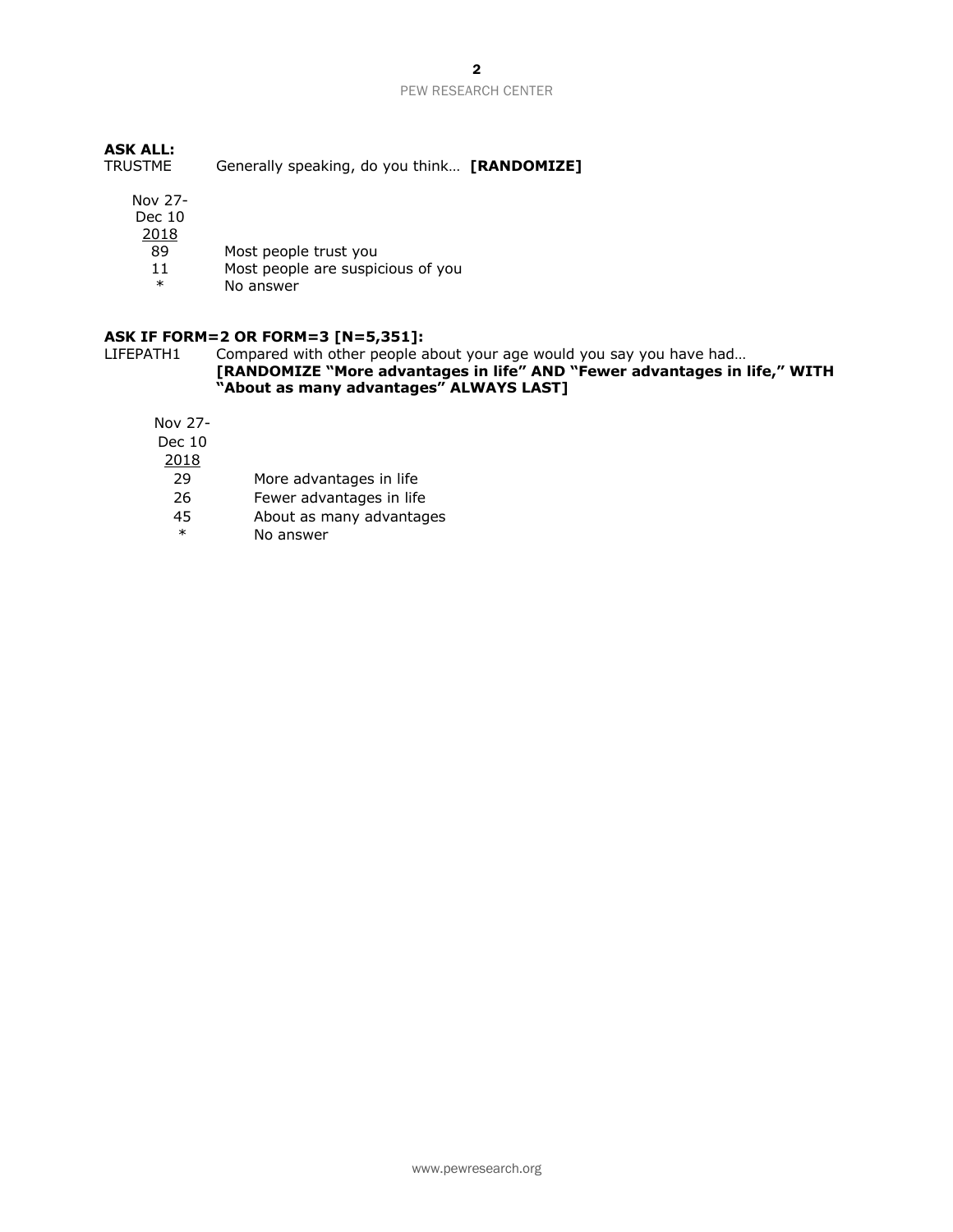**ASK ALL:**

TRUSTME Generally speaking, do you think… **[RANDOMIZE]**

| Nov 27-Dec 10 2018 | |
|---|---|
| 89 | Most people trust you |
| 11 | Most people are suspicious of you |
| * | No answer |

**ASK IF FORM=2 OR FORM=3 [N=5,351]:**

LIFEPATH1 Compared with other people about your age would you say you have had… **[RANDOMIZE "More advantages in life" AND "Fewer advantages in life," WITH "About as many advantages" ALWAYS LAST]**

| Nov 27-Dec 10 2018 | |
|---|---|
| 29 | More advantages in life |
| 26 | Fewer advantages in life |
| 45 | About as many advantages |
| * | No answer |